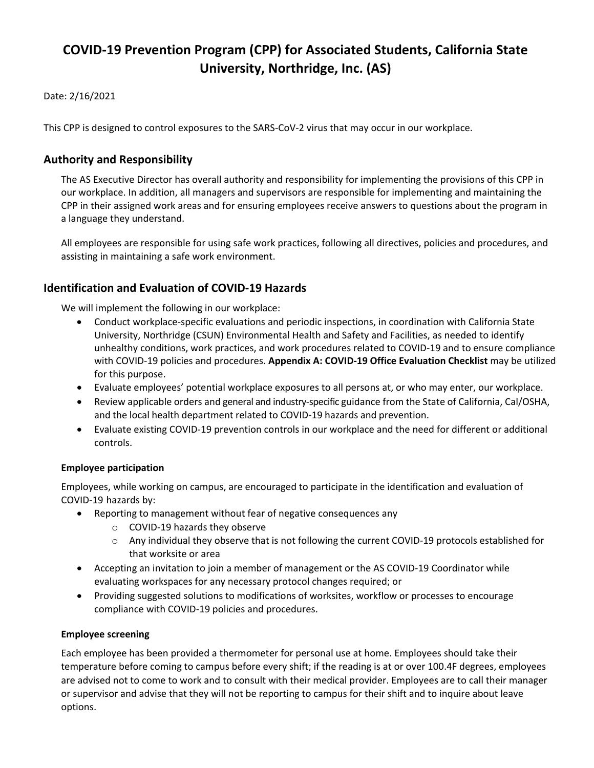# COVID-19 Prevention Program (CPP) for Associated Students, California State University, Northridge, Inc. (AS)

Date: 2/16/2021

This CPP is designed to control exposures to the SARS-CoV-2 virus that may occur in our workplace.

## Authority and Responsibility

The AS Executive Director has overall authority and responsibility for implementing the provisions of this CPP in our workplace. In addition, all managers and supervisors are responsible for implementing and maintaining the CPP in their assigned work areas and for ensuring employees receive answers to questions about the program in a language they understand.

All employees are responsible for using safe work practices, following all directives, policies and procedures, and assisting in maintaining a safe work environment.

## Identification and Evaluation of COVID-19 Hazards

We will implement the following in our workplace:

- Conduct workplace-specific evaluations and periodic inspections, in coordination with California State University, Northridge (CSUN) Environmental Health and Safety and Facilities, as needed to identify unhealthy conditions, work practices, and work procedures related to COVID-19 and to ensure compliance with COVID-19 policies and procedures. **Appendix A: COVID-19 Office Evaluation Checklist** may be utilized for this purpose.
- Evaluate employees' potential workplace exposures to all persons at, or who may enter, our workplace.
- Review applicable orders and general and industry-specific guidance from the State of California, Cal/OSHA, and the local health department related to COVID-19 hazards and prevention.
- Evaluate existing COVID-19 prevention controls in our workplace and the need for different or additional controls.

### Employee participation

Employees, while working on campus, are encouraged to participate in the identification and evaluation of COVID-19 hazards by:

- Reporting to management without fear of negative consequences any
  - COVID-19 hazards they observe
  - Any individual they observe that is not following the current COVID-19 protocols established for that worksite or area
- Accepting an invitation to join a member of management or the AS COVID-19 Coordinator while evaluating workspaces for any necessary protocol changes required; or
- Providing suggested solutions to modifications of worksites, workflow or processes to encourage compliance with COVID-19 policies and procedures.

### Employee screening

Each employee has been provided a thermometer for personal use at home. Employees should take their temperature before coming to campus before every shift; if the reading is at or over 100.4F degrees, employees are advised not to come to work and to consult with their medical provider. Employees are to call their manager or supervisor and advise that they will not be reporting to campus for their shift and to inquire about leave options.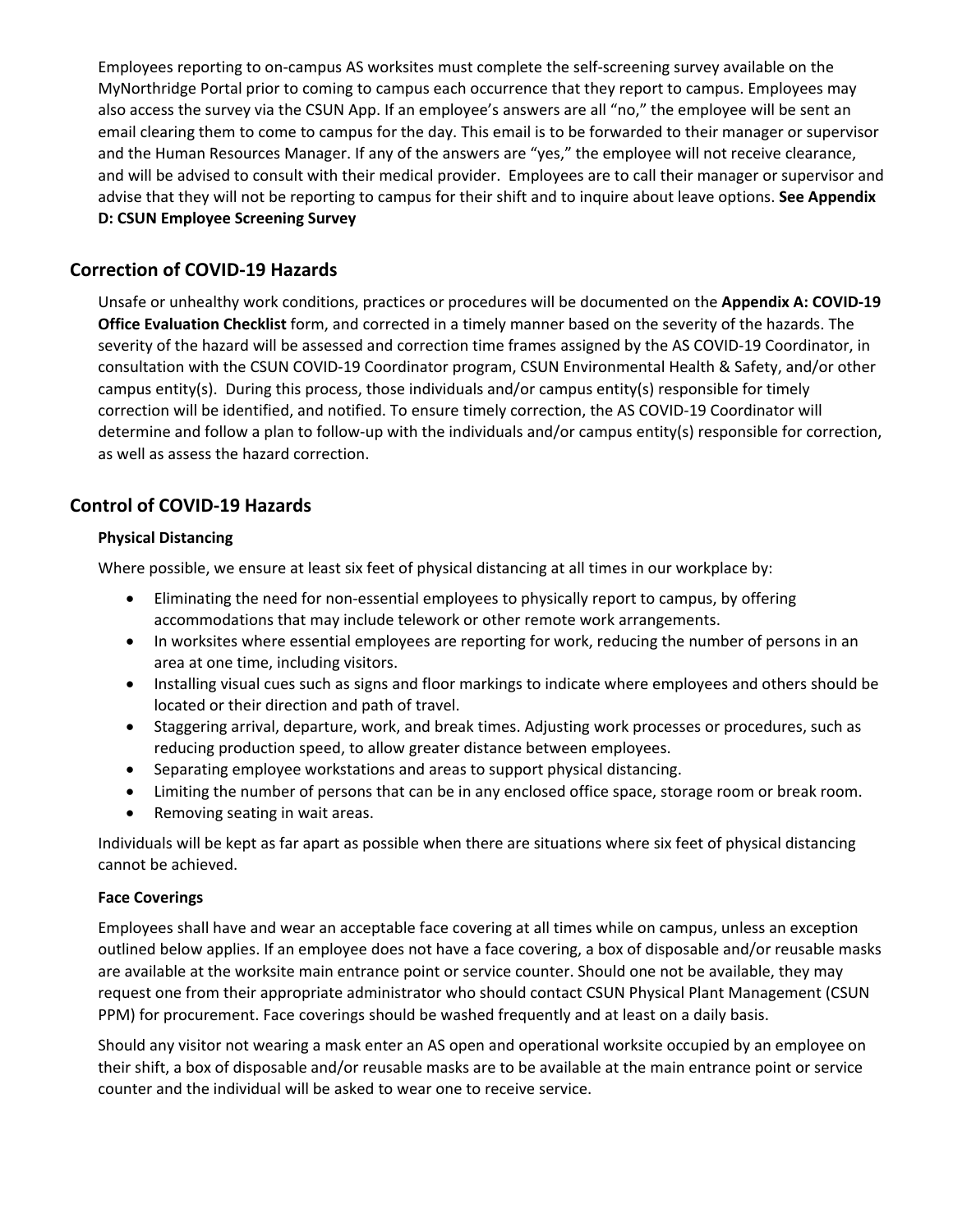Employees reporting to on-campus AS worksites must complete the self-screening survey available on the MyNorthridge Portal prior to coming to campus each occurrence that they report to campus. Employees may also access the survey via the CSUN App. If an employee's answers are all "no," the employee will be sent an email clearing them to come to campus for the day. This email is to be forwarded to their manager or supervisor and the Human Resources Manager. If any of the answers are "yes," the employee will not receive clearance, and will be advised to consult with their medical provider. Employees are to call their manager or supervisor and advise that they will not be reporting to campus for their shift and to inquire about leave options. **See Appendix D: CSUN Employee Screening Survey**

## Correction of COVID-19 Hazards

Unsafe or unhealthy work conditions, practices or procedures will be documented on the **Appendix A: COVID-19 Office Evaluation Checklist** form, and corrected in a timely manner based on the severity of the hazards. The severity of the hazard will be assessed and correction time frames assigned by the AS COVID-19 Coordinator, in consultation with the CSUN COVID-19 Coordinator program, CSUN Environmental Health & Safety, and/or other campus entity(s). During this process, those individuals and/or campus entity(s) responsible for timely correction will be identified, and notified. To ensure timely correction, the AS COVID-19 Coordinator will determine and follow a plan to follow-up with the individuals and/or campus entity(s) responsible for correction, as well as assess the hazard correction.

## Control of COVID-19 Hazards

### Physical Distancing

Where possible, we ensure at least six feet of physical distancing at all times in our workplace by:

- Eliminating the need for non-essential employees to physically report to campus, by offering accommodations that may include telework or other remote work arrangements.
- In worksites where essential employees are reporting for work, reducing the number of persons in an area at one time, including visitors.
- Installing visual cues such as signs and floor markings to indicate where employees and others should be located or their direction and path of travel.
- Staggering arrival, departure, work, and break times. Adjusting work processes or procedures, such as reducing production speed, to allow greater distance between employees.
- Separating employee workstations and areas to support physical distancing.
- Limiting the number of persons that can be in any enclosed office space, storage room or break room.
- Removing seating in wait areas.

Individuals will be kept as far apart as possible when there are situations where six feet of physical distancing cannot be achieved.

### Face Coverings

Employees shall have and wear an acceptable face covering at all times while on campus, unless an exception outlined below applies. If an employee does not have a face covering, a box of disposable and/or reusable masks are available at the worksite main entrance point or service counter. Should one not be available, they may request one from their appropriate administrator who should contact CSUN Physical Plant Management (CSUN PPM) for procurement. Face coverings should be washed frequently and at least on a daily basis.

Should any visitor not wearing a mask enter an AS open and operational worksite occupied by an employee on their shift, a box of disposable and/or reusable masks are to be available at the main entrance point or service counter and the individual will be asked to wear one to receive service.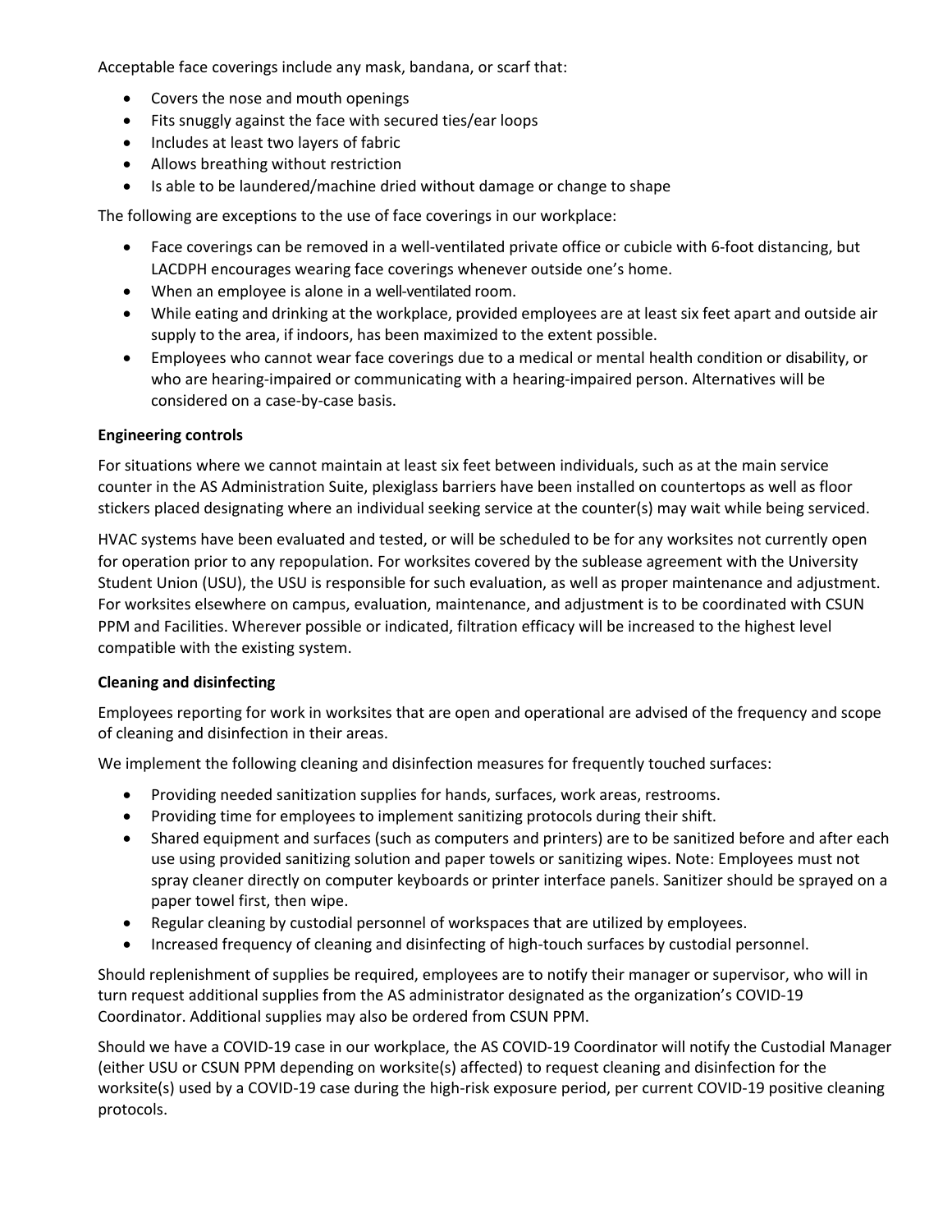Acceptable face coverings include any mask, bandana, or scarf that:

- Covers the nose and mouth openings
- Fits snuggly against the face with secured ties/ear loops
- Includes at least two layers of fabric
- Allows breathing without restriction
- Is able to be laundered/machine dried without damage or change to shape

The following are exceptions to the use of face coverings in our workplace:

- Face coverings can be removed in a well-ventilated private office or cubicle with 6-foot distancing, but LACDPH encourages wearing face coverings whenever outside one's home.
- When an employee is alone in a well-ventilated room.
- While eating and drinking at the workplace, provided employees are at least six feet apart and outside air supply to the area, if indoors, has been maximized to the extent possible.
- Employees who cannot wear face coverings due to a medical or mental health condition or disability, or who are hearing-impaired or communicating with a hearing-impaired person. Alternatives will be considered on a case-by-case basis.

**Engineering controls**

For situations where we cannot maintain at least six feet between individuals, such as at the main service counter in the AS Administration Suite, plexiglass barriers have been installed on countertops as well as floor stickers placed designating where an individual seeking service at the counter(s) may wait while being serviced.

HVAC systems have been evaluated and tested, or will be scheduled to be for any worksites not currently open for operation prior to any repopulation. For worksites covered by the sublease agreement with the University Student Union (USU), the USU is responsible for such evaluation, as well as proper maintenance and adjustment. For worksites elsewhere on campus, evaluation, maintenance, and adjustment is to be coordinated with CSUN PPM and Facilities. Wherever possible or indicated, filtration efficacy will be increased to the highest level compatible with the existing system.

**Cleaning and disinfecting**

Employees reporting for work in worksites that are open and operational are advised of the frequency and scope of cleaning and disinfection in their areas.

We implement the following cleaning and disinfection measures for frequently touched surfaces:

- Providing needed sanitization supplies for hands, surfaces, work areas, restrooms.
- Providing time for employees to implement sanitizing protocols during their shift.
- Shared equipment and surfaces (such as computers and printers) are to be sanitized before and after each use using provided sanitizing solution and paper towels or sanitizing wipes. Note: Employees must not spray cleaner directly on computer keyboards or printer interface panels. Sanitizer should be sprayed on a paper towel first, then wipe.
- Regular cleaning by custodial personnel of workspaces that are utilized by employees.
- Increased frequency of cleaning and disinfecting of high-touch surfaces by custodial personnel.

Should replenishment of supplies be required, employees are to notify their manager or supervisor, who will in turn request additional supplies from the AS administrator designated as the organization's COVID-19 Coordinator. Additional supplies may also be ordered from CSUN PPM.

Should we have a COVID-19 case in our workplace, the AS COVID-19 Coordinator will notify the Custodial Manager (either USU or CSUN PPM depending on worksite(s) affected) to request cleaning and disinfection for the worksite(s) used by a COVID-19 case during the high-risk exposure period, per current COVID-19 positive cleaning protocols.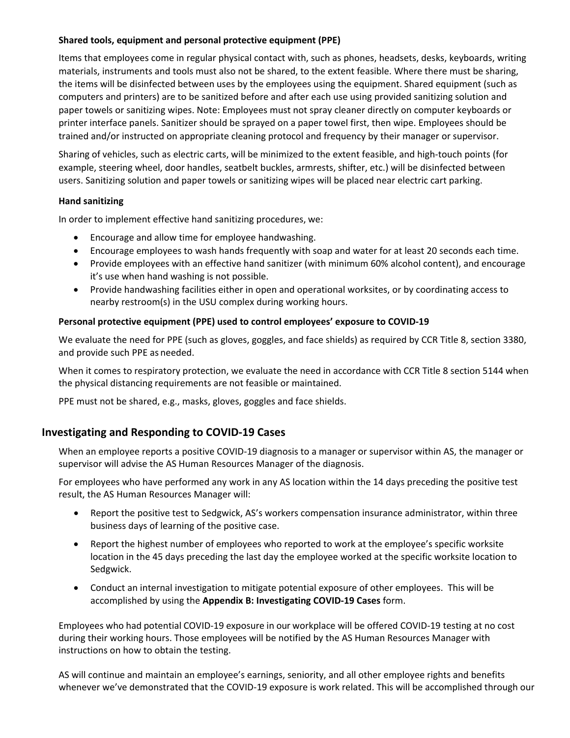### Shared tools, equipment and personal protective equipment (PPE)

Items that employees come in regular physical contact with, such as phones, headsets, desks, keyboards, writing materials, instruments and tools must also not be shared, to the extent feasible. Where there must be sharing, the items will be disinfected between uses by the employees using the equipment. Shared equipment (such as computers and printers) are to be sanitized before and after each use using provided sanitizing solution and paper towels or sanitizing wipes. Note: Employees must not spray cleaner directly on computer keyboards or printer interface panels. Sanitizer should be sprayed on a paper towel first, then wipe. Employees should be trained and/or instructed on appropriate cleaning protocol and frequency by their manager or supervisor.

Sharing of vehicles, such as electric carts, will be minimized to the extent feasible, and high-touch points (for example, steering wheel, door handles, seatbelt buckles, armrests, shifter, etc.) will be disinfected between users. Sanitizing solution and paper towels or sanitizing wipes will be placed near electric cart parking.

### Hand sanitizing

In order to implement effective hand sanitizing procedures, we:

- Encourage and allow time for employee handwashing.
- Encourage employees to wash hands frequently with soap and water for at least 20 seconds each time.
- Provide employees with an effective hand sanitizer (with minimum 60% alcohol content), and encourage it's use when hand washing is not possible.
- Provide handwashing facilities either in open and operational worksites, or by coordinating access to nearby restroom(s) in the USU complex during working hours.

### Personal protective equipment (PPE) used to control employees' exposure to COVID-19

We evaluate the need for PPE (such as gloves, goggles, and face shields) as required by CCR Title 8, section 3380, and provide such PPE as needed.

When it comes to respiratory protection, we evaluate the need in accordance with CCR Title 8 section 5144 when the physical distancing requirements are not feasible or maintained.

PPE must not be shared, e.g., masks, gloves, goggles and face shields.

## Investigating and Responding to COVID-19 Cases

When an employee reports a positive COVID-19 diagnosis to a manager or supervisor within AS, the manager or supervisor will advise the AS Human Resources Manager of the diagnosis.

For employees who have performed any work in any AS location within the 14 days preceding the positive test result, the AS Human Resources Manager will:

- Report the positive test to Sedgwick, AS's workers compensation insurance administrator, within three business days of learning of the positive case.
- Report the highest number of employees who reported to work at the employee's specific worksite location in the 45 days preceding the last day the employee worked at the specific worksite location to Sedgwick.
- Conduct an internal investigation to mitigate potential exposure of other employees. This will be accomplished by using the **Appendix B: Investigating COVID-19 Cases** form.

Employees who had potential COVID-19 exposure in our workplace will be offered COVID-19 testing at no cost during their working hours. Those employees will be notified by the AS Human Resources Manager with instructions on how to obtain the testing.

AS will continue and maintain an employee's earnings, seniority, and all other employee rights and benefits whenever we've demonstrated that the COVID-19 exposure is work related. This will be accomplished through our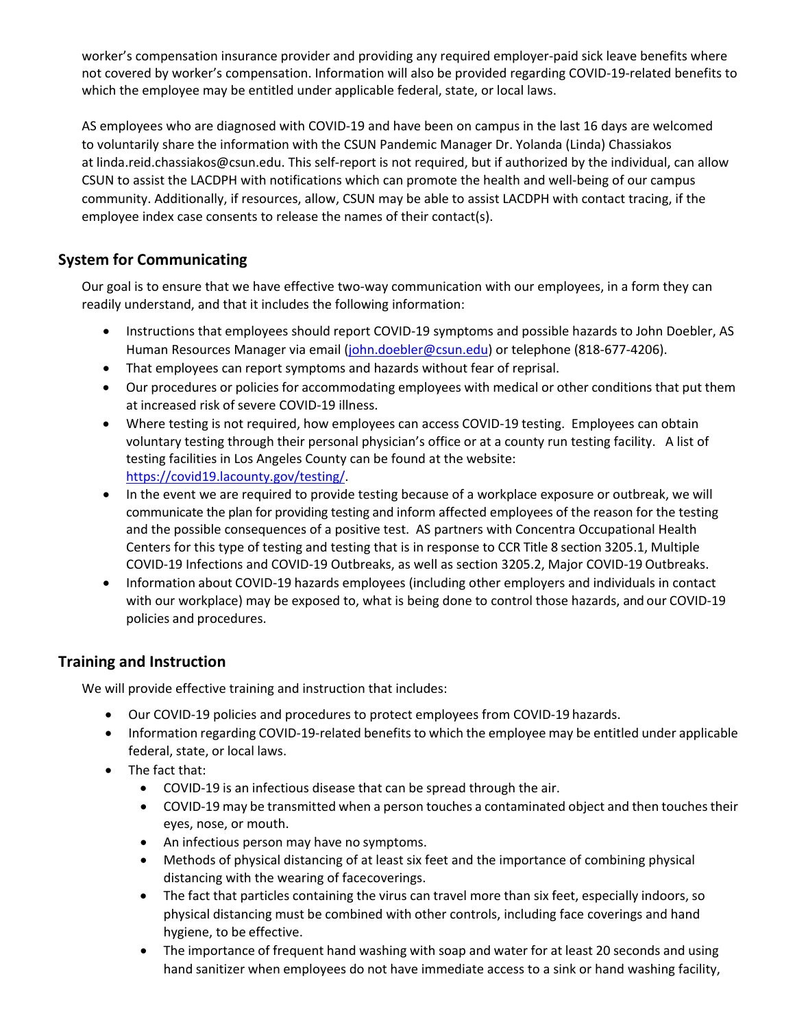worker's compensation insurance provider and providing any required employer-paid sick leave benefits where not covered by worker's compensation. Information will also be provided regarding COVID-19-related benefits to which the employee may be entitled under applicable federal, state, or local laws.

AS employees who are diagnosed with COVID-19 and have been on campus in the last 16 days are welcomed to voluntarily share the information with the CSUN Pandemic Manager Dr. Yolanda (Linda) Chassiakos at linda.reid.chassiakos@csun.edu. This self-report is not required, but if authorized by the individual, can allow CSUN to assist the LACDPH with notifications which can promote the health and well-being of our campus community. Additionally, if resources, allow, CSUN may be able to assist LACDPH with contact tracing, if the employee index case consents to release the names of their contact(s).

## System for Communicating

Our goal is to ensure that we have effective two-way communication with our employees, in a form they can readily understand, and that it includes the following information:

- Instructions that employees should report COVID-19 symptoms and possible hazards to John Doebler, AS Human Resources Manager via email (john.doebler@csun.edu) or telephone (818-677-4206).
- That employees can report symptoms and hazards without fear of reprisal.
- Our procedures or policies for accommodating employees with medical or other conditions that put them at increased risk of severe COVID-19 illness.
- Where testing is not required, how employees can access COVID-19 testing. Employees can obtain voluntary testing through their personal physician's office or at a county run testing facility. A list of testing facilities in Los Angeles County can be found at the website: https://covid19.lacounty.gov/testing/.
- In the event we are required to provide testing because of a workplace exposure or outbreak, we will communicate the plan for providing testing and inform affected employees of the reason for the testing and the possible consequences of a positive test. AS partners with Concentra Occupational Health Centers for this type of testing and testing that is in response to CCR Title 8 section 3205.1, Multiple COVID-19 Infections and COVID-19 Outbreaks, as well as section 3205.2, Major COVID-19 Outbreaks.
- Information about COVID-19 hazards employees (including other employers and individuals in contact with our workplace) may be exposed to, what is being done to control those hazards, and our COVID-19 policies and procedures.

## Training and Instruction

We will provide effective training and instruction that includes:

- Our COVID-19 policies and procedures to protect employees from COVID-19 hazards.
- Information regarding COVID-19-related benefits to which the employee may be entitled under applicable federal, state, or local laws.
- The fact that:
  - COVID-19 is an infectious disease that can be spread through the air.
  - COVID-19 may be transmitted when a person touches a contaminated object and then touches their eyes, nose, or mouth.
  - An infectious person may have no symptoms.
  - Methods of physical distancing of at least six feet and the importance of combining physical distancing with the wearing of facecoverings.
  - The fact that particles containing the virus can travel more than six feet, especially indoors, so physical distancing must be combined with other controls, including face coverings and hand hygiene, to be effective.
  - The importance of frequent hand washing with soap and water for at least 20 seconds and using hand sanitizer when employees do not have immediate access to a sink or hand washing facility,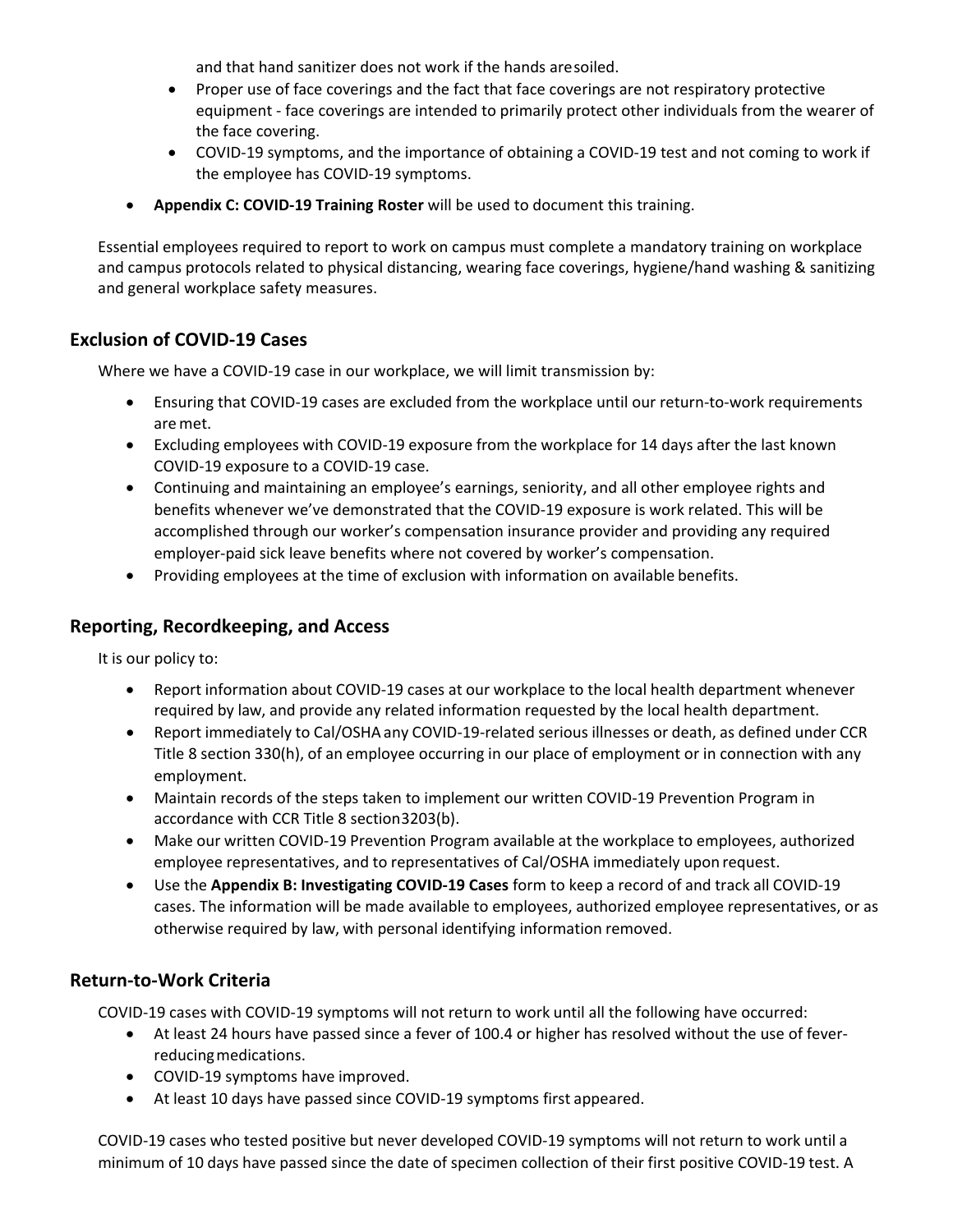and that hand sanitizer does not work if the hands are soiled.

- Proper use of face coverings and the fact that face coverings are not respiratory protective equipment - face coverings are intended to primarily protect other individuals from the wearer of the face covering.
- COVID-19 symptoms, and the importance of obtaining a COVID-19 test and not coming to work if the employee has COVID-19 symptoms.

- **Appendix C: COVID-19 Training Roster** will be used to document this training.

Essential employees required to report to work on campus must complete a mandatory training on workplace and campus protocols related to physical distancing, wearing face coverings, hygiene/hand washing & sanitizing and general workplace safety measures.

## Exclusion of COVID-19 Cases

Where we have a COVID-19 case in our workplace, we will limit transmission by:

- Ensuring that COVID-19 cases are excluded from the workplace until our return-to-work requirements are met.
- Excluding employees with COVID-19 exposure from the workplace for 14 days after the last known COVID-19 exposure to a COVID-19 case.
- Continuing and maintaining an employee's earnings, seniority, and all other employee rights and benefits whenever we've demonstrated that the COVID-19 exposure is work related. This will be accomplished through our worker's compensation insurance provider and providing any required employer-paid sick leave benefits where not covered by worker's compensation.
- Providing employees at the time of exclusion with information on available benefits.

## Reporting, Recordkeeping, and Access

It is our policy to:

- Report information about COVID-19 cases at our workplace to the local health department whenever required by law, and provide any related information requested by the local health department.
- Report immediately to Cal/OSHA any COVID-19-related serious illnesses or death, as defined under CCR Title 8 section 330(h), of an employee occurring in our place of employment or in connection with any employment.
- Maintain records of the steps taken to implement our written COVID-19 Prevention Program in accordance with CCR Title 8 section 3203(b).
- Make our written COVID-19 Prevention Program available at the workplace to employees, authorized employee representatives, and to representatives of Cal/OSHA immediately upon request.
- Use the **Appendix B: Investigating COVID-19 Cases** form to keep a record of and track all COVID-19 cases. The information will be made available to employees, authorized employee representatives, or as otherwise required by law, with personal identifying information removed.

## Return-to-Work Criteria

COVID-19 cases with COVID-19 symptoms will not return to work until all the following have occurred:

- At least 24 hours have passed since a fever of 100.4 or higher has resolved without the use of fever-reducing medications.
- COVID-19 symptoms have improved.
- At least 10 days have passed since COVID-19 symptoms first appeared.

COVID-19 cases who tested positive but never developed COVID-19 symptoms will not return to work until a minimum of 10 days have passed since the date of specimen collection of their first positive COVID-19 test. A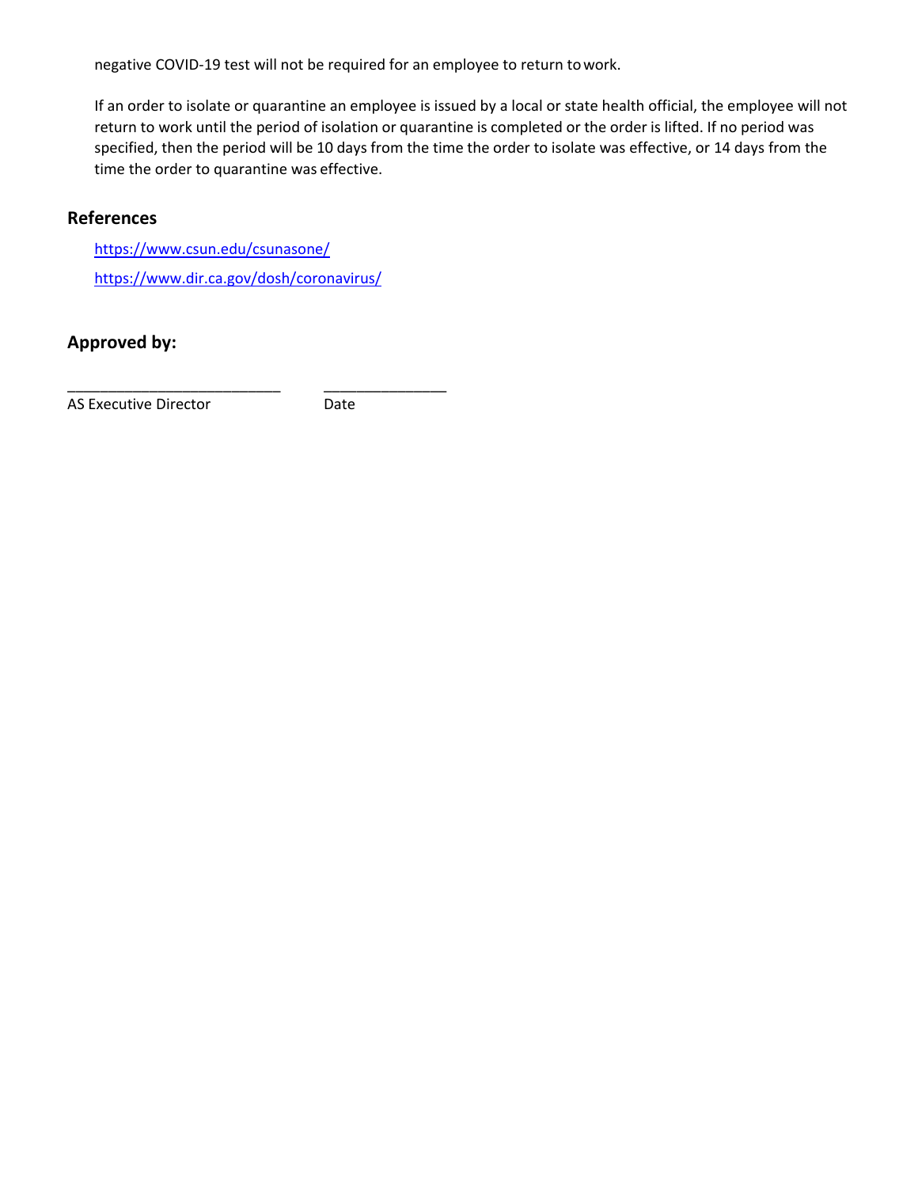negative COVID-19 test will not be required for an employee to return to work.

If an order to isolate or quarantine an employee is issued by a local or state health official, the employee will not return to work until the period of isolation or quarantine is completed or the order is lifted. If no period was specified, then the period will be 10 days from the time the order to isolate was effective, or 14 days from the time the order to quarantine was effective.

## References

https://www.csun.edu/csunasone/

https://www.dir.ca.gov/dosh/coronavirus/

## Approved by:

___________________________ _______________

AS Executive Director Date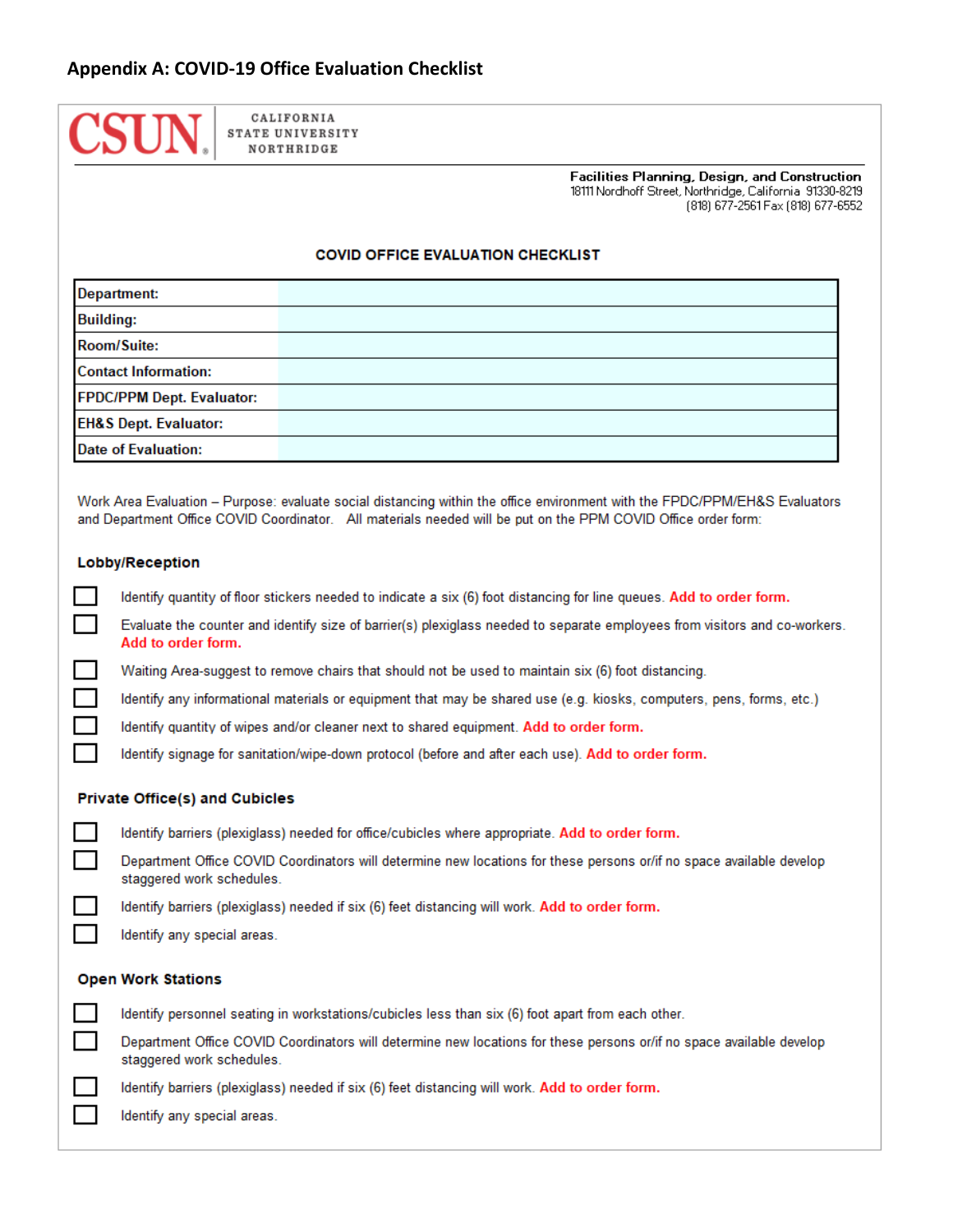## Appendix A: COVID-19 Office Evaluation Checklist

CSUN CALIFORNIA STATE UNIVERSITY NORTHRIDGE

**Facilities Planning, Design, and Construction**
18111 Nordhoff Street, Northridge, California 91330-8219
(818) 677-2561 Fax (818) 677-6552

### COVID OFFICE EVALUATION CHECKLIST

| | |
|---|---|
| **Department:** | |
| **Building:** | |
| **Room/Suite:** | |
| **Contact Information:** | |
| **FPDC/PPM Dept. Evaluator:** | |
| **EH&S Dept. Evaluator:** | |
| **Date of Evaluation:** | |

Work Area Evaluation – Purpose: evaluate social distancing within the office environment with the FPDC/PPM/EH&S Evaluators and Department Office COVID Coordinator. All materials needed will be put on the PPM COVID Office order form:

#### Lobby/Reception

- [ ] Identify quantity of floor stickers needed to indicate a six (6) foot distancing for line queues. **Add to order form.**
- [ ] Evaluate the counter and identify size of barrier(s) plexiglass needed to separate employees from visitors and co-workers. **Add to order form.**
- [ ] Waiting Area-suggest to remove chairs that should not be used to maintain six (6) foot distancing.
- [ ] Identify any informational materials or equipment that may be shared use (e.g. kiosks, computers, pens, forms, etc.)
- [ ] Identify quantity of wipes and/or cleaner next to shared equipment. **Add to order form.**
- [ ] Identify signage for sanitation/wipe-down protocol (before and after each use). **Add to order form.**

#### Private Office(s) and Cubicles

- [ ] Identify barriers (plexiglass) needed for office/cubicles where appropriate. **Add to order form.**
- [ ] Department Office COVID Coordinators will determine new locations for these persons or/if no space available develop staggered work schedules.
- [ ] Identify barriers (plexiglass) needed if six (6) feet distancing will work. **Add to order form.**
- [ ] Identify any special areas.

#### Open Work Stations

- [ ] Identify personnel seating in workstations/cubicles less than six (6) foot apart from each other.
- [ ] Department Office COVID Coordinators will determine new locations for these persons or/if no space available develop staggered work schedules.
- [ ] Identify barriers (plexiglass) needed if six (6) feet distancing will work. **Add to order form.**
- [ ] Identify any special areas.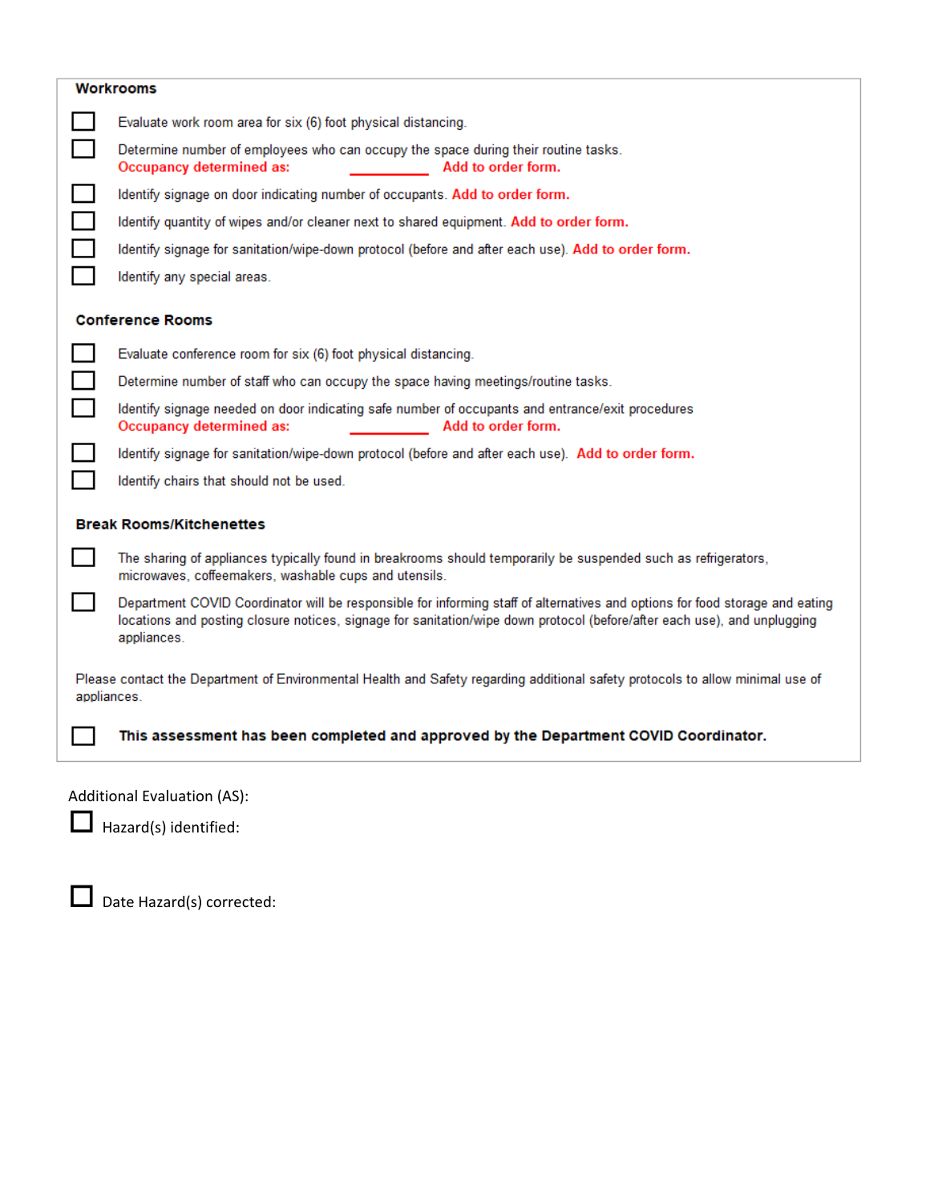## Workrooms

- [ ] Evaluate work room area for six (6) foot physical distancing.
- [ ] Determine number of employees who can occupy the space during their routine tasks.
  **Occupancy determined as: \_\_\_\_\_\_\_\_ Add to order form.**
- [ ] Identify signage on door indicating number of occupants. **Add to order form.**
- [ ] Identify quantity of wipes and/or cleaner next to shared equipment. **Add to order form.**
- [ ] Identify signage for sanitation/wipe-down protocol (before and after each use). **Add to order form.**
- [ ] Identify any special areas.

## Conference Rooms

- [ ] Evaluate conference room for six (6) foot physical distancing.
- [ ] Determine number of staff who can occupy the space having meetings/routine tasks.
- [ ] Identify signage needed on door indicating safe number of occupants and entrance/exit procedures
  **Occupancy determined as: \_\_\_\_\_\_\_\_ Add to order form.**
- [ ] Identify signage for sanitation/wipe-down protocol (before and after each use). **Add to order form.**
- [ ] Identify chairs that should not be used.

## Break Rooms/Kitchenettes

- [ ] The sharing of appliances typically found in breakrooms should temporarily be suspended such as refrigerators, microwaves, coffeemakers, washable cups and utensils.
- [ ] Department COVID Coordinator will be responsible for informing staff of alternatives and options for food storage and eating locations and posting closure notices, signage for sanitation/wipe down protocol (before/after each use), and unplugging appliances.

Please contact the Department of Environmental Health and Safety regarding additional safety protocols to allow minimal use of appliances.

- [ ] **This assessment has been completed and approved by the Department COVID Coordinator.**

Additional Evaluation (AS):

- [ ] Hazard(s) identified:

- [ ] Date Hazard(s) corrected: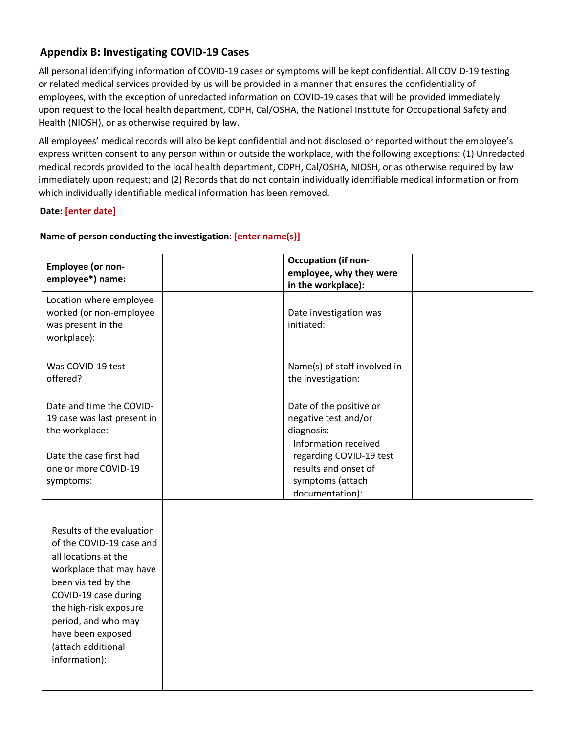## Appendix B: Investigating COVID-19 Cases

All personal identifying information of COVID-19 cases or symptoms will be kept confidential. All COVID-19 testing or related medical services provided by us will be provided in a manner that ensures the confidentiality of employees, with the exception of unredacted information on COVID-19 cases that will be provided immediately upon request to the local health department, CDPH, Cal/OSHA, the National Institute for Occupational Safety and Health (NIOSH), or as otherwise required by law.

All employees' medical records will also be kept confidential and not disclosed or reported without the employee's express written consent to any person within or outside the workplace, with the following exceptions: (1) Unredacted medical records provided to the local health department, CDPH, Cal/OSHA, NIOSH, or as otherwise required by law immediately upon request; and (2) Records that do not contain individually identifiable medical information or from which individually identifiable medical information has been removed.

**Date: [enter date]**

**Name of person conducting the investigation**: **[enter name(s)]**

| **Employee (or non-employee*) name:** | | **Occupation (if non-employee, why they were in the workplace):** | |
|---|---|---|---|
| Location where employee worked (or non-employee was present in the workplace): | | Date investigation was initiated: | |
| Was COVID-19 test offered? | | Name(s) of staff involved in the investigation: | |
| Date and time the COVID-19 case was last present in the workplace: | | Date of the positive or negative test and/or diagnosis: | |
| Date the case first had one or more COVID-19 symptoms: | | Information received regarding COVID-19 test results and onset of symptoms (attach documentation): | |
| Results of the evaluation of the COVID-19 case and all locations at the workplace that may have been visited by the COVID-19 case during the high-risk exposure period, and who may have been exposed (attach additional information): | | | |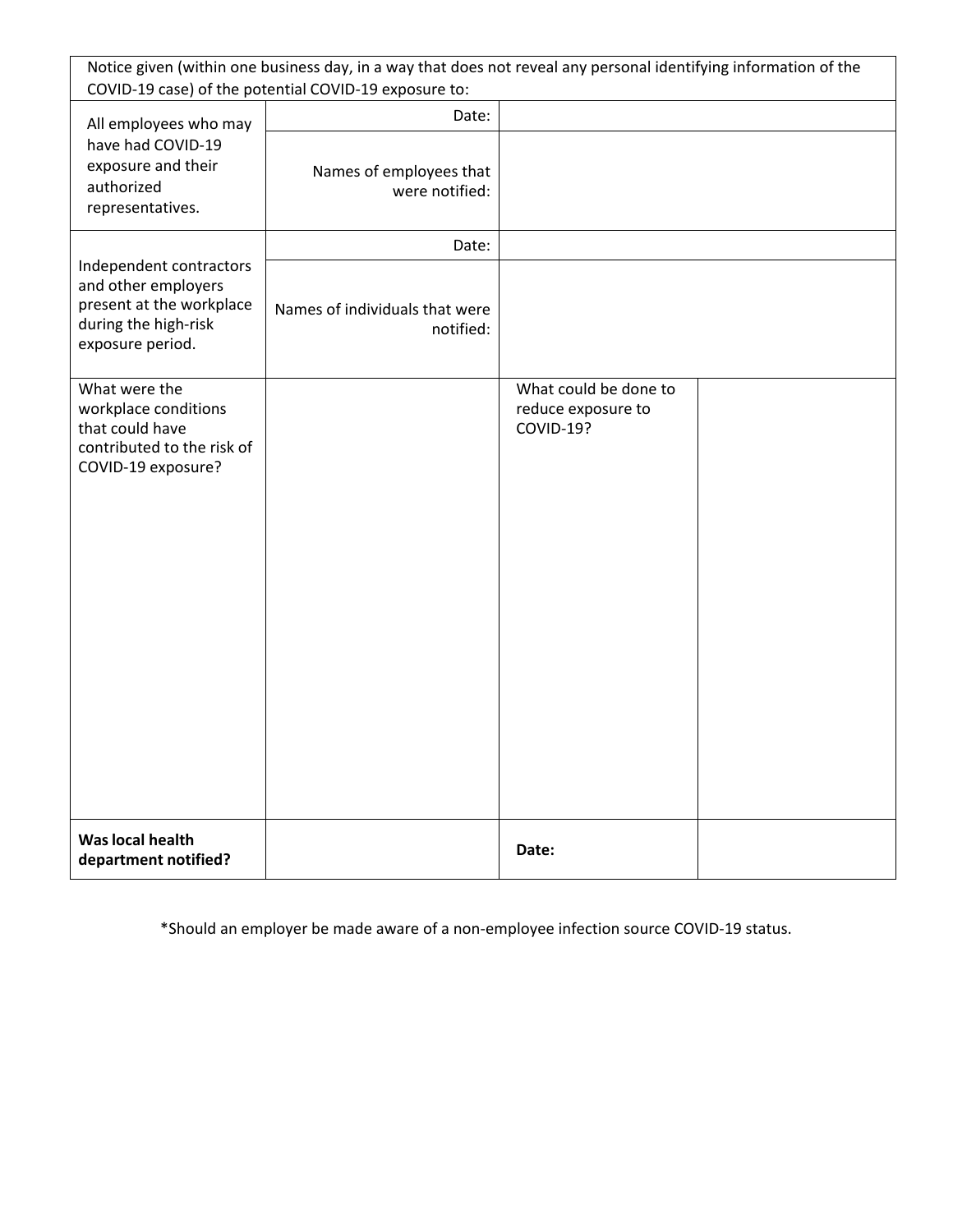| Notice given (within one business day, in a way that does not reveal any personal identifying information of the COVID-19 case) of the potential COVID-19 exposure to: | | | |
|---|---|---|---|
| All employees who may have had COVID-19 exposure and their authorized representatives. | Date: | | |
| | Names of employees that were notified: | | |
| Independent contractors and other employers present at the workplace during the high-risk exposure period. | Date: | | |
| | Names of individuals that were notified: | | |
| What were the workplace conditions that could have contributed to the risk of COVID-19 exposure? | | What could be done to reduce exposure to COVID-19? | |
| **Was local health department notified?** | | **Date:** | |

*Should an employer be made aware of a non-employee infection source COVID-19 status.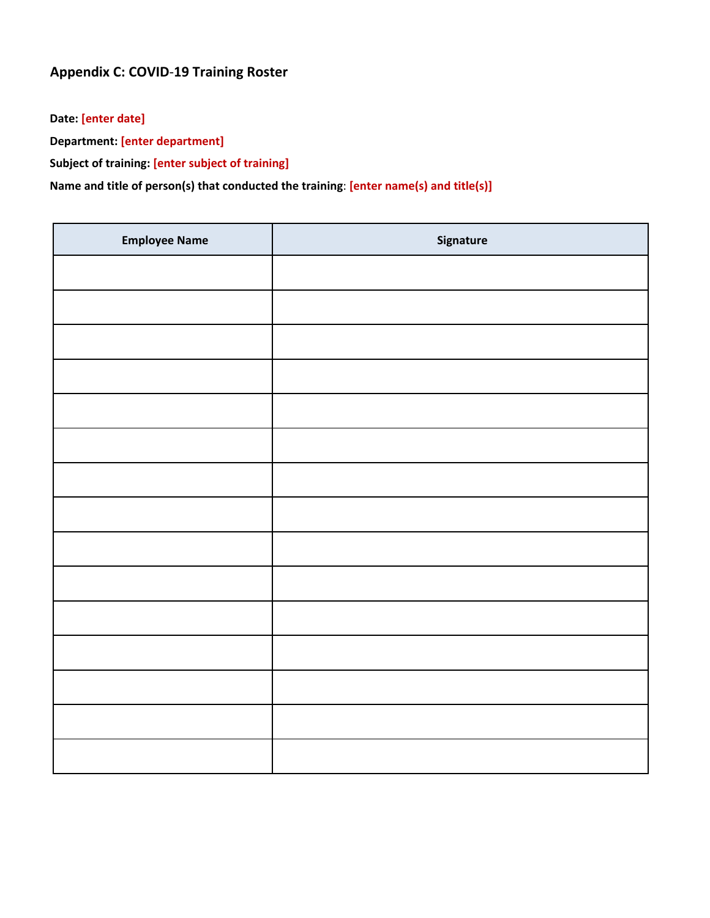## Appendix C: COVID-19 Training Roster

**Date:** **[enter date]**

**Department:** **[enter department]**

**Subject of training:** **[enter subject of training]**

**Name and title of person(s) that conducted the training**: **[enter name(s) and title(s)]**

| Employee Name | Signature |
| --- | --- |
| | |
| | |
| | |
| | |
| | |
| | |
| | |
| | |
| | |
| | |
| | |
| | |
| | |
| | |
| | |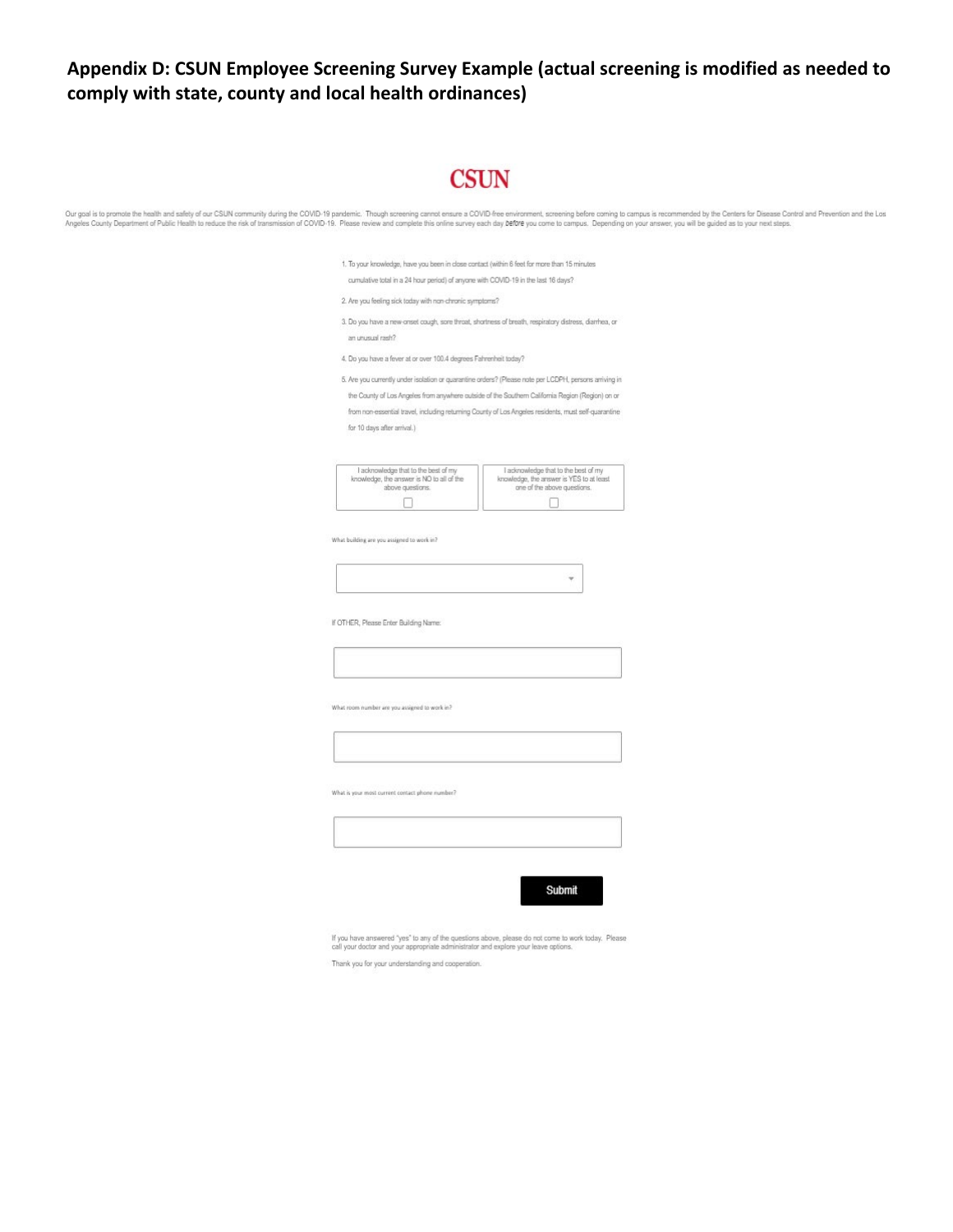**Appendix D: CSUN Employee Screening Survey Example (actual screening is modified as needed to comply with state, county and local health ordinances)**

CSUN

Our goal is to promote the health and safety of our CSUN community during the COVID-19 pandemic. Though screening cannot ensure a COVID-free environment, screening before coming to campus is recommended by the Centers for Disease Control and Prevention and the Los Angeles County Department of Public Health to reduce the risk of transmission of COVID-19. Please review and complete this online survey each day before you come to campus. Depending on your answer, you will be guided as to your next steps.

1. To your knowledge, have you been in close contact (within 6 feet for more than 15 minutes cumulative total in a 24 hour period) of anyone with COVID-19 in the last 16 days?
2. Are you feeling sick today with non-chronic symptoms?
3. Do you have a new-onset cough, sore throat, shortness of breath, respiratory distress, diarrhea, or an unusual rash?
4. Do you have a fever at or over 100.4 degrees Fahrenheit today?
5. Are you currently under isolation or quarantine orders? (Please note per LCDPH, persons arriving in the County of Los Angeles from anywhere outside of the Southern California Region (Region) on or from non-essential travel, including returning County of Los Angeles residents, must self-quarantine for 10 days after arrival.)

| | |
|---|---|
| I acknowledge that to the best of my knowledge, the answer is NO to all of the above questions. ☐ | I acknowledge that to the best of my knowledge, the answer is YES to at least one of the above questions. ☐ |

What building are you assigned to work in?

If OTHER, Please Enter Building Name:

What room number are you assigned to work in?

What is your most current contact phone number?

Submit

If you have answered "yes" to any of the questions above, please do not come to work today. Please call your doctor and your appropriate administrator and explore your leave options.

Thank you for your understanding and cooperation.